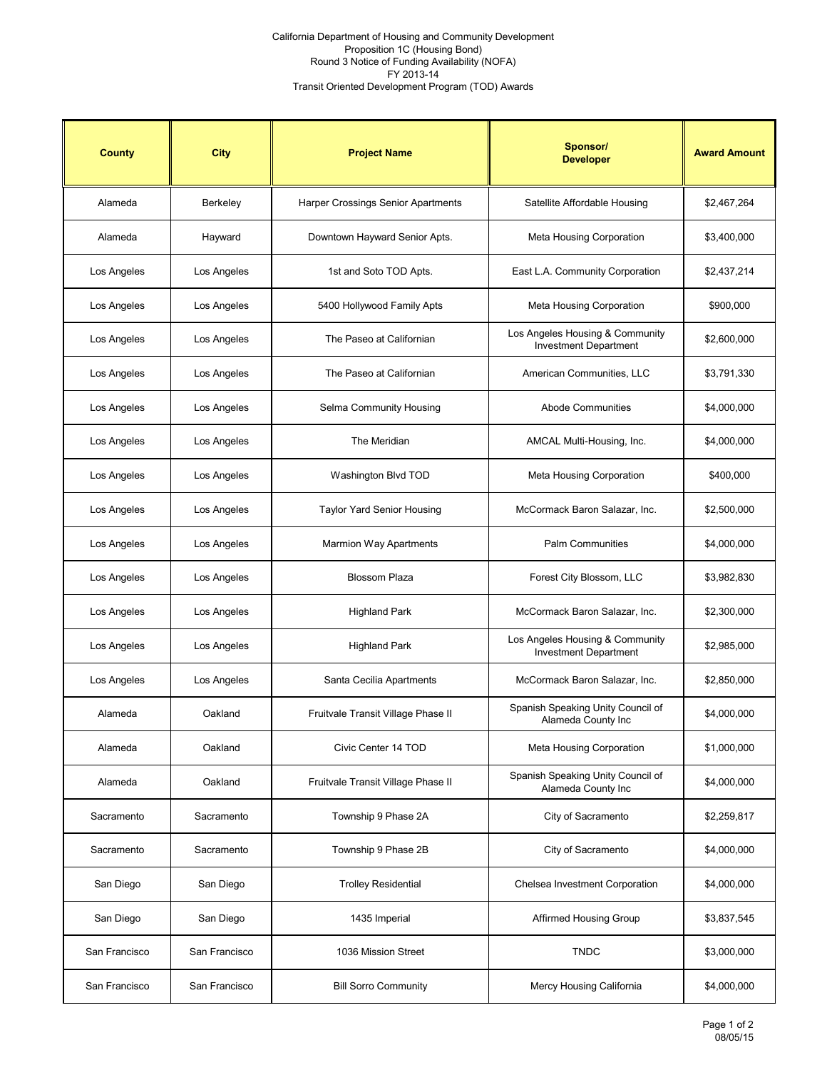California Department of Housing and Community Development
Proposition 1C (Housing Bond)
Round 3 Notice of Funding Availability (NOFA)
FY 2013-14
Transit Oriented Development Program (TOD) Awards

| County | City | Project Name | Sponsor/ Developer | Award Amount |
|---|---|---|---|---|
| Alameda | Berkeley | Harper Crossings Senior Apartments | Satellite Affordable Housing | $2,467,264 |
| Alameda | Hayward | Downtown Hayward Senior Apts. | Meta Housing Corporation | $3,400,000 |
| Los Angeles | Los Angeles | 1st and Soto TOD Apts. | East L.A. Community Corporation | $2,437,214 |
| Los Angeles | Los Angeles | 5400 Hollywood Family Apts | Meta Housing Corporation | $900,000 |
| Los Angeles | Los Angeles | The Paseo at Californian | Los Angeles Housing & Community Investment Department | $2,600,000 |
| Los Angeles | Los Angeles | The Paseo at Californian | American Communities, LLC | $3,791,330 |
| Los Angeles | Los Angeles | Selma Community Housing | Abode Communities | $4,000,000 |
| Los Angeles | Los Angeles | The Meridian | AMCAL Multi-Housing, Inc. | $4,000,000 |
| Los Angeles | Los Angeles | Washington Blvd TOD | Meta Housing Corporation | $400,000 |
| Los Angeles | Los Angeles | Taylor Yard Senior Housing | McCormack Baron Salazar, Inc. | $2,500,000 |
| Los Angeles | Los Angeles | Marmion Way Apartments | Palm Communities | $4,000,000 |
| Los Angeles | Los Angeles | Blossom Plaza | Forest City Blossom, LLC | $3,982,830 |
| Los Angeles | Los Angeles | Highland Park | McCormack Baron Salazar, Inc. | $2,300,000 |
| Los Angeles | Los Angeles | Highland Park | Los Angeles Housing & Community Investment Department | $2,985,000 |
| Los Angeles | Los Angeles | Santa Cecilia Apartments | McCormack Baron Salazar, Inc. | $2,850,000 |
| Alameda | Oakland | Fruitvale Transit Village Phase II | Spanish Speaking Unity Council of Alameda County Inc | $4,000,000 |
| Alameda | Oakland | Civic Center 14 TOD | Meta Housing Corporation | $1,000,000 |
| Alameda | Oakland | Fruitvale Transit Village Phase II | Spanish Speaking Unity Council of Alameda County Inc | $4,000,000 |
| Sacramento | Sacramento | Township 9 Phase 2A | City of Sacramento | $2,259,817 |
| Sacramento | Sacramento | Township 9 Phase 2B | City of Sacramento | $4,000,000 |
| San Diego | San Diego | Trolley Residential | Chelsea Investment Corporation | $4,000,000 |
| San Diego | San Diego | 1435 Imperial | Affirmed Housing Group | $3,837,545 |
| San Francisco | San Francisco | 1036 Mission Street | TNDC | $3,000,000 |
| San Francisco | San Francisco | Bill Sorro Community | Mercy Housing California | $4,000,000 |

08/05/15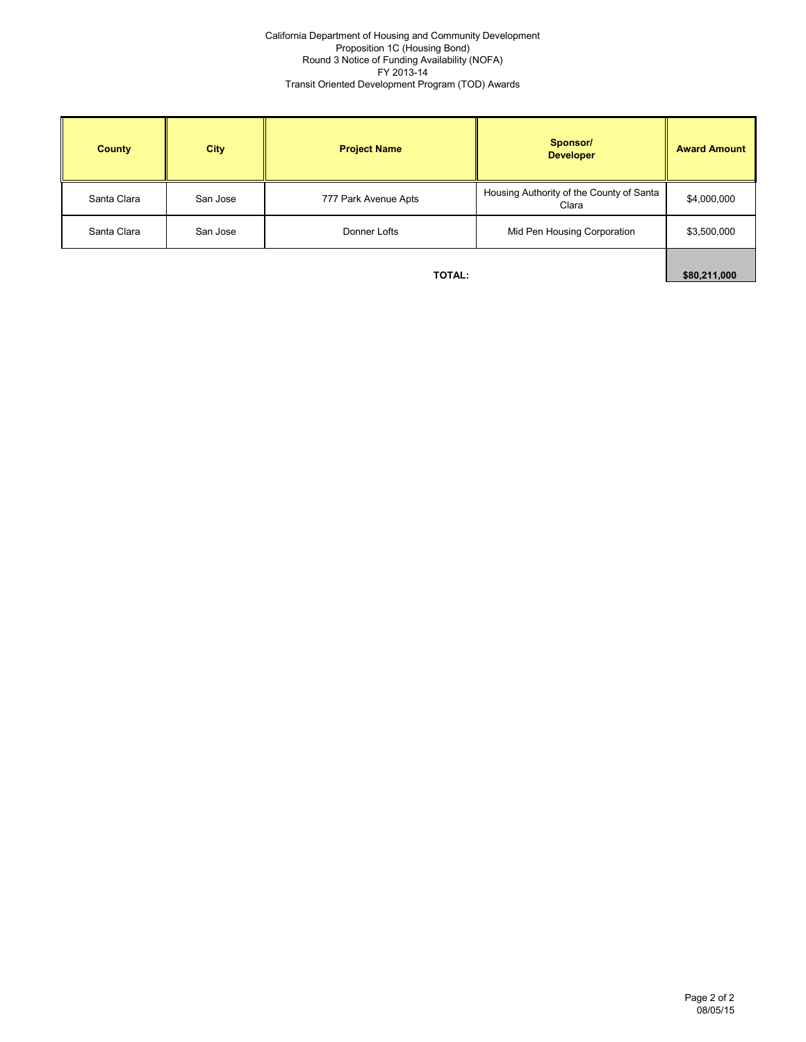California Department of Housing and Community Development
Proposition 1C (Housing Bond)
Round 3 Notice of Funding Availability (NOFA)
FY 2013-14
Transit Oriented Development Program (TOD) Awards

| County | City | Project Name | Sponsor/ Developer | Award Amount |
|---|---|---|---|---|
| Santa Clara | San Jose | 777 Park Avenue Apts | Housing Authority of the County of Santa Clara | $4,000,000 |
| Santa Clara | San Jose | Donner Lofts | Mid Pen Housing Corporation | $3,500,000 |
| | | | **TOTAL:** | **$80,211,000** |

08/05/15